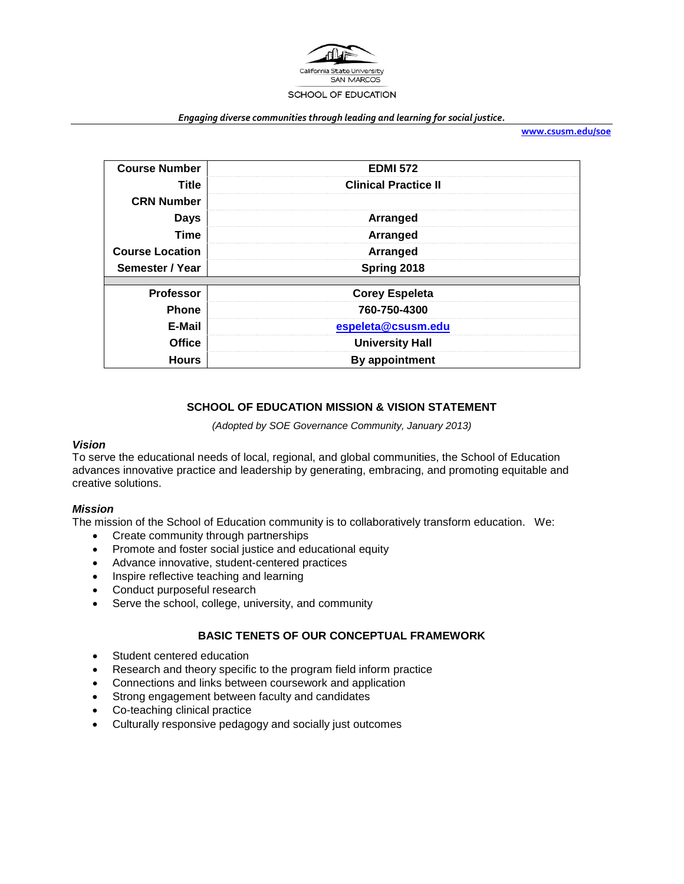California State University
SAN MARCOS
SCHOOL OF EDUCATION

*Engaging diverse communities through leading and learning for social justice.*

www.csusm.edu/soe

| | |
|---|---|
| **Course Number** | **EDMI 572** |
| **Title** | **Clinical Practice II** |
| **CRN Number** | |
| **Days** | **Arranged** |
| **Time** | **Arranged** |
| **Course Location** | **Arranged** |
| **Semester / Year** | **Spring 2018** |
| | |
| **Professor** | **Corey Espeleta** |
| **Phone** | **760-750-4300** |
| **E-Mail** | **espeleta@csusm.edu** |
| **Office** | **University Hall** |
| **Hours** | **By appointment** |

## SCHOOL OF EDUCATION MISSION & VISION STATEMENT

*(Adopted by SOE Governance Community, January 2013)*

### *Vision*

To serve the educational needs of local, regional, and global communities, the School of Education advances innovative practice and leadership by generating, embracing, and promoting equitable and creative solutions.

### *Mission*

The mission of the School of Education community is to collaboratively transform education. We:

- Create community through partnerships
- Promote and foster social justice and educational equity
- Advance innovative, student-centered practices
- Inspire reflective teaching and learning
- Conduct purposeful research
- Serve the school, college, university, and community

## BASIC TENETS OF OUR CONCEPTUAL FRAMEWORK

- Student centered education
- Research and theory specific to the program field inform practice
- Connections and links between coursework and application
- Strong engagement between faculty and candidates
- Co-teaching clinical practice
- Culturally responsive pedagogy and socially just outcomes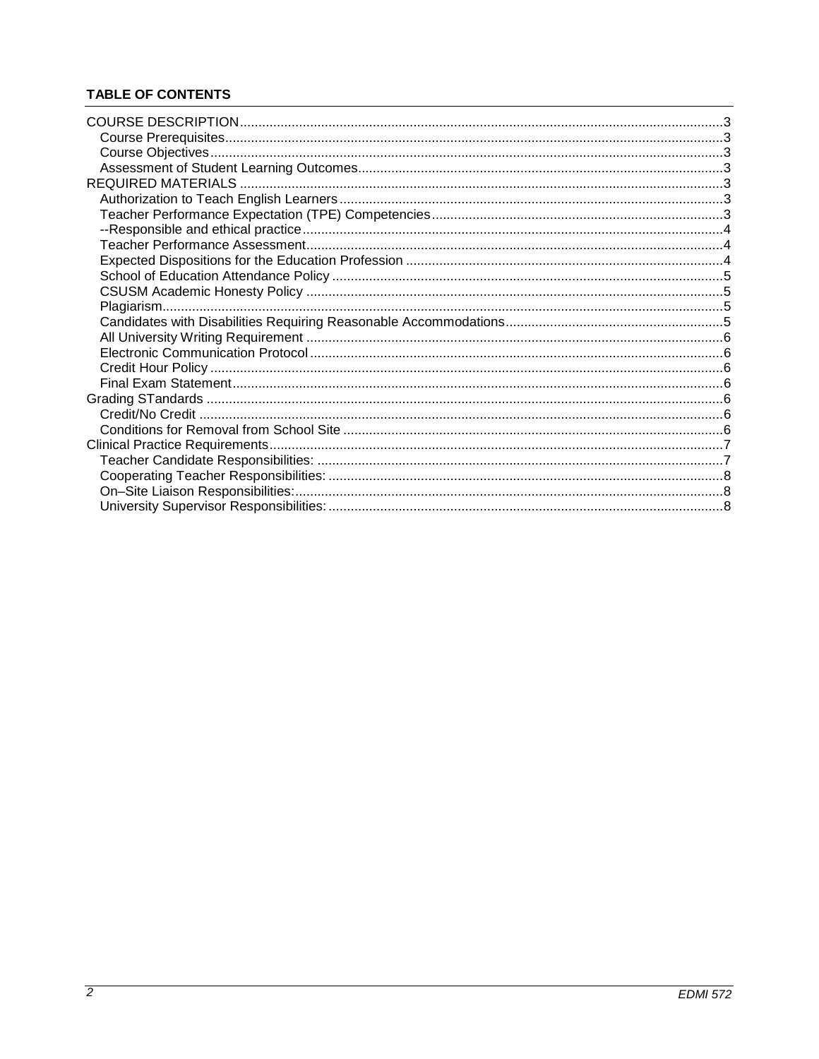**TABLE OF CONTENTS**

COURSE DESCRIPTION........................................................3
- Course Prerequisites........................................................3
- Course Objectives........................................................3
- Assessment of Student Learning Outcomes........................................................3

REQUIRED MATERIALS........................................................3
- Authorization to Teach English Learners........................................................3
- Teacher Performance Expectation (TPE) Competencies........................................................3
- --Responsible and ethical practice........................................................4
- Teacher Performance Assessment........................................................4
- Expected Dispositions for the Education Profession........................................................4
- School of Education Attendance Policy........................................................5
- CSUSM Academic Honesty Policy........................................................5
- Plagiarism........................................................5
- Candidates with Disabilities Requiring Reasonable Accommodations........................................................5
- All University Writing Requirement........................................................6
- Electronic Communication Protocol........................................................6
- Credit Hour Policy........................................................6
- Final Exam Statement........................................................6

Grading STandards........................................................6
- Credit/No Credit........................................................6
- Conditions for Removal from School Site........................................................6

Clinical Practice Requirements........................................................7
- Teacher Candidate Responsibilities:........................................................7
- Cooperating Teacher Responsibilities:........................................................8
- On–Site Liaison Responsibilities:........................................................8
- University Supervisor Responsibilities:........................................................8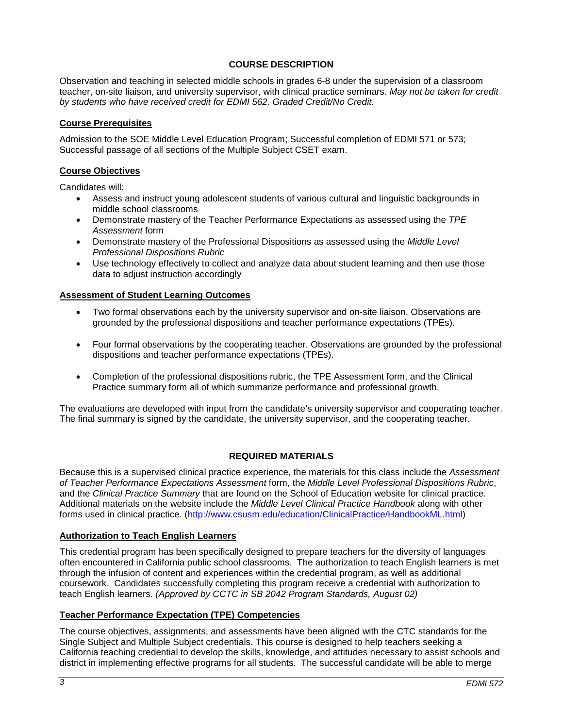## COURSE DESCRIPTION

Observation and teaching in selected middle schools in grades 6-8 under the supervision of a classroom teacher, on-site liaison, and university supervisor, with clinical practice seminars. *May not be taken for credit by students who have received credit for EDMI 562. Graded Credit/No Credit.*

### Course Prerequisites

Admission to the SOE Middle Level Education Program; Successful completion of EDMI 571 or 573; Successful passage of all sections of the Multiple Subject CSET exam.

### Course Objectives

Candidates will:

- Assess and instruct young adolescent students of various cultural and linguistic backgrounds in middle school classrooms
- Demonstrate mastery of the Teacher Performance Expectations as assessed using the *TPE Assessment* form
- Demonstrate mastery of the Professional Dispositions as assessed using the *Middle Level Professional Dispositions Rubric*
- Use technology effectively to collect and analyze data about student learning and then use those data to adjust instruction accordingly

### Assessment of Student Learning Outcomes

- Two formal observations each by the university supervisor and on-site liaison. Observations are grounded by the professional dispositions and teacher performance expectations (TPEs).
- Four formal observations by the cooperating teacher. Observations are grounded by the professional dispositions and teacher performance expectations (TPEs).
- Completion of the professional dispositions rubric, the TPE Assessment form, and the Clinical Practice summary form all of which summarize performance and professional growth.

The evaluations are developed with input from the candidate's university supervisor and cooperating teacher. The final summary is signed by the candidate, the university supervisor, and the cooperating teacher.

## REQUIRED MATERIALS

Because this is a supervised clinical practice experience, the materials for this class include the *Assessment of Teacher Performance Expectations Assessment* form, the *Middle Level Professional Dispositions Rubric*, and the *Clinical Practice Summary* that are found on the School of Education website for clinical practice. Additional materials on the website include the *Middle Level Clinical Practice Handbook* along with other forms used in clinical practice. (http://www.csusm.edu/education/ClinicalPractice/HandbookML.html)

### Authorization to Teach English Learners

This credential program has been specifically designed to prepare teachers for the diversity of languages often encountered in California public school classrooms. The authorization to teach English learners is met through the infusion of content and experiences within the credential program, as well as additional coursework. Candidates successfully completing this program receive a credential with authorization to teach English learners. *(Approved by CCTC in SB 2042 Program Standards, August 02)*

### Teacher Performance Expectation (TPE) Competencies

The course objectives, assignments, and assessments have been aligned with the CTC standards for the Single Subject and Multiple Subject credentials. This course is designed to help teachers seeking a California teaching credential to develop the skills, knowledge, and attitudes necessary to assist schools and district in implementing effective programs for all students. The successful candidate will be able to merge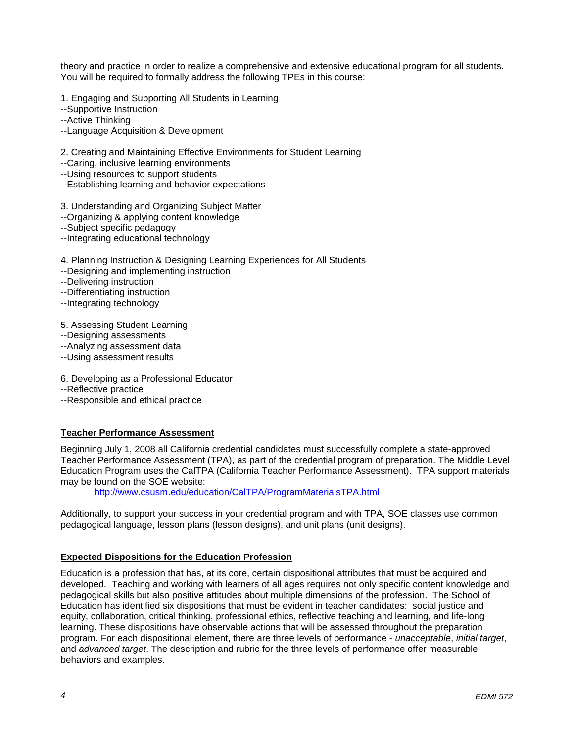theory and practice in order to realize a comprehensive and extensive educational program for all students. You will be required to formally address the following TPEs in this course:

1. Engaging and Supporting All Students in Learning
--Supportive Instruction
--Active Thinking
--Language Acquisition & Development

2. Creating and Maintaining Effective Environments for Student Learning
--Caring, inclusive learning environments
--Using resources to support students
--Establishing learning and behavior expectations

3. Understanding and Organizing Subject Matter
--Organizing & applying content knowledge
--Subject specific pedagogy
--Integrating educational technology

4. Planning Instruction & Designing Learning Experiences for All Students
--Designing and implementing instruction
--Delivering instruction
--Differentiating instruction
--Integrating technology

5. Assessing Student Learning
--Designing assessments
--Analyzing assessment data
--Using assessment results

6. Developing as a Professional Educator
--Reflective practice
--Responsible and ethical practice

## Teacher Performance Assessment

Beginning July 1, 2008 all California credential candidates must successfully complete a state-approved Teacher Performance Assessment (TPA), as part of the credential program of preparation. The Middle Level Education Program uses the CalTPA (California Teacher Performance Assessment). TPA support materials may be found on the SOE website:

http://www.csusm.edu/education/CalTPA/ProgramMaterialsTPA.html

Additionally, to support your success in your credential program and with TPA, SOE classes use common pedagogical language, lesson plans (lesson designs), and unit plans (unit designs).

## Expected Dispositions for the Education Profession

Education is a profession that has, at its core, certain dispositional attributes that must be acquired and developed. Teaching and working with learners of all ages requires not only specific content knowledge and pedagogical skills but also positive attitudes about multiple dimensions of the profession. The School of Education has identified six dispositions that must be evident in teacher candidates: social justice and equity, collaboration, critical thinking, professional ethics, reflective teaching and learning, and life-long learning. These dispositions have observable actions that will be assessed throughout the preparation program. For each dispositional element, there are three levels of performance - *unacceptable*, *initial target*, and *advanced target*. The description and rubric for the three levels of performance offer measurable behaviors and examples.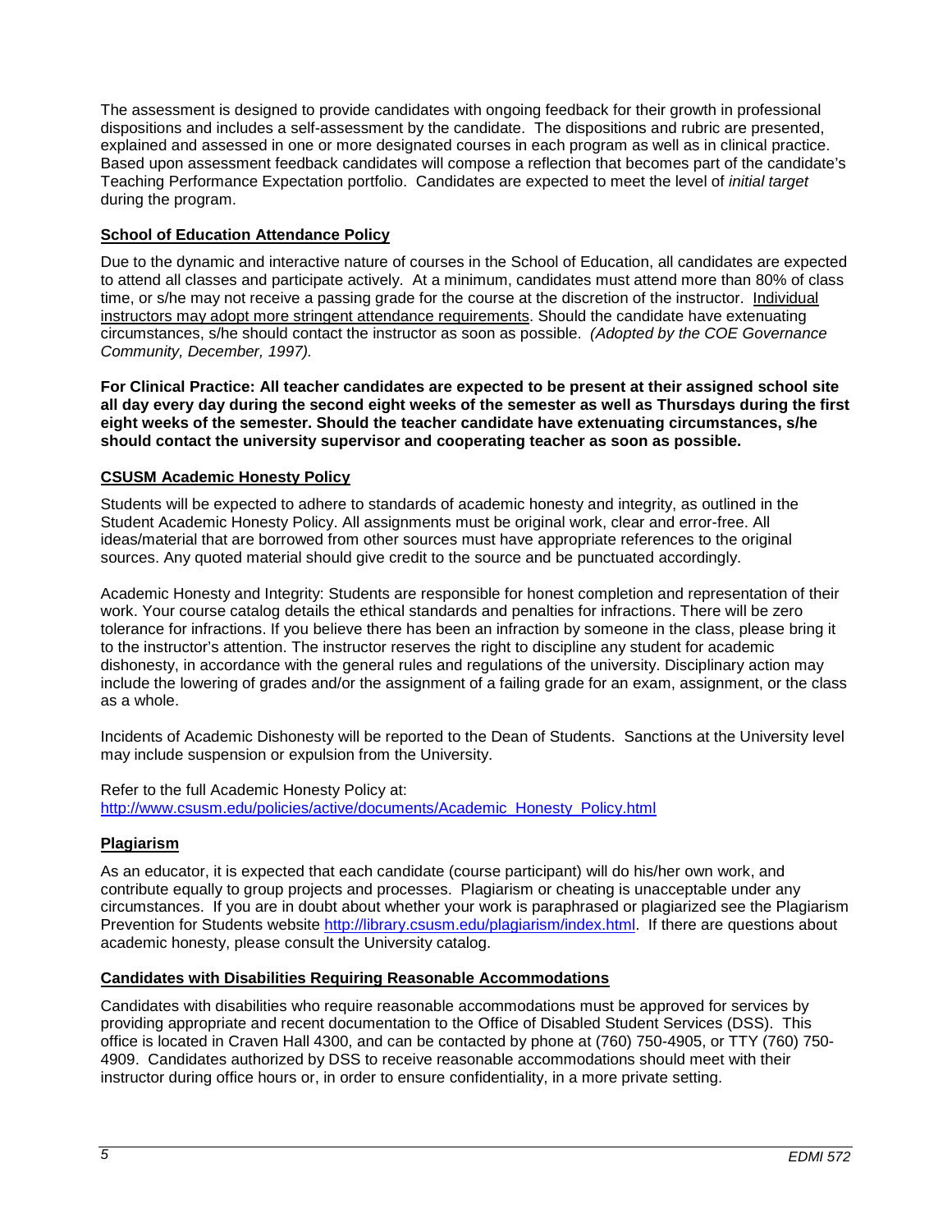The assessment is designed to provide candidates with ongoing feedback for their growth in professional dispositions and includes a self-assessment by the candidate. The dispositions and rubric are presented, explained and assessed in one or more designated courses in each program as well as in clinical practice. Based upon assessment feedback candidates will compose a reflection that becomes part of the candidate's Teaching Performance Expectation portfolio. Candidates are expected to meet the level of *initial target* during the program.

## School of Education Attendance Policy

Due to the dynamic and interactive nature of courses in the School of Education, all candidates are expected to attend all classes and participate actively. At a minimum, candidates must attend more than 80% of class time, or s/he may not receive a passing grade for the course at the discretion of the instructor. Individual instructors may adopt more stringent attendance requirements. Should the candidate have extenuating circumstances, s/he should contact the instructor as soon as possible. *(Adopted by the COE Governance Community, December, 1997).*

**For Clinical Practice: All teacher candidates are expected to be present at their assigned school site all day every day during the second eight weeks of the semester as well as Thursdays during the first eight weeks of the semester. Should the teacher candidate have extenuating circumstances, s/he should contact the university supervisor and cooperating teacher as soon as possible.**

## CSUSM Academic Honesty Policy

Students will be expected to adhere to standards of academic honesty and integrity, as outlined in the Student Academic Honesty Policy. All assignments must be original work, clear and error-free. All ideas/material that are borrowed from other sources must have appropriate references to the original sources. Any quoted material should give credit to the source and be punctuated accordingly.

Academic Honesty and Integrity: Students are responsible for honest completion and representation of their work. Your course catalog details the ethical standards and penalties for infractions. There will be zero tolerance for infractions. If you believe there has been an infraction by someone in the class, please bring it to the instructor's attention. The instructor reserves the right to discipline any student for academic dishonesty, in accordance with the general rules and regulations of the university. Disciplinary action may include the lowering of grades and/or the assignment of a failing grade for an exam, assignment, or the class as a whole.

Incidents of Academic Dishonesty will be reported to the Dean of Students. Sanctions at the University level may include suspension or expulsion from the University.

Refer to the full Academic Honesty Policy at:
http://www.csusm.edu/policies/active/documents/Academic_Honesty_Policy.html

## Plagiarism

As an educator, it is expected that each candidate (course participant) will do his/her own work, and contribute equally to group projects and processes. Plagiarism or cheating is unacceptable under any circumstances. If you are in doubt about whether your work is paraphrased or plagiarized see the Plagiarism Prevention for Students website http://library.csusm.edu/plagiarism/index.html. If there are questions about academic honesty, please consult the University catalog.

## Candidates with Disabilities Requiring Reasonable Accommodations

Candidates with disabilities who require reasonable accommodations must be approved for services by providing appropriate and recent documentation to the Office of Disabled Student Services (DSS). This office is located in Craven Hall 4300, and can be contacted by phone at (760) 750-4905, or TTY (760) 750-4909. Candidates authorized by DSS to receive reasonable accommodations should meet with their instructor during office hours or, in order to ensure confidentiality, in a more private setting.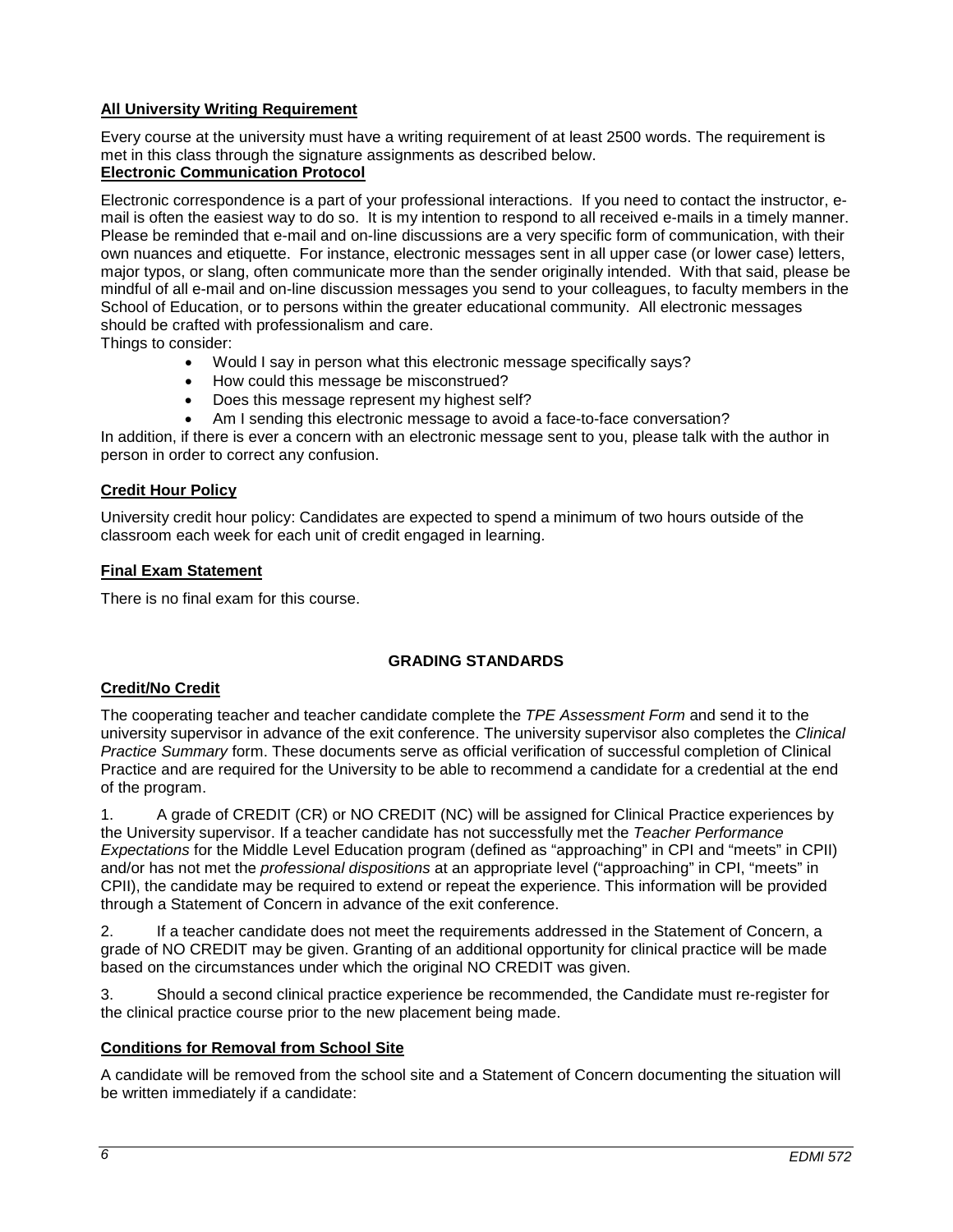**All University Writing Requirement**

Every course at the university must have a writing requirement of at least 2500 words. The requirement is met in this class through the signature assignments as described below.

**Electronic Communication Protocol**

Electronic correspondence is a part of your professional interactions. If you need to contact the instructor, e-mail is often the easiest way to do so. It is my intention to respond to all received e-mails in a timely manner. Please be reminded that e-mail and on-line discussions are a very specific form of communication, with their own nuances and etiquette. For instance, electronic messages sent in all upper case (or lower case) letters, major typos, or slang, often communicate more than the sender originally intended. With that said, please be mindful of all e-mail and on-line discussion messages you send to your colleagues, to faculty members in the School of Education, or to persons within the greater educational community. All electronic messages should be crafted with professionalism and care.

Things to consider:

- Would I say in person what this electronic message specifically says?
- How could this message be misconstrued?
- Does this message represent my highest self?
- Am I sending this electronic message to avoid a face-to-face conversation?

In addition, if there is ever a concern with an electronic message sent to you, please talk with the author in person in order to correct any confusion.

**Credit Hour Policy**

University credit hour policy: Candidates are expected to spend a minimum of two hours outside of the classroom each week for each unit of credit engaged in learning.

**Final Exam Statement**

There is no final exam for this course.

## GRADING STANDARDS

**Credit/No Credit**

The cooperating teacher and teacher candidate complete the *TPE Assessment Form* and send it to the university supervisor in advance of the exit conference. The university supervisor also completes the *Clinical Practice Summary* form. These documents serve as official verification of successful completion of Clinical Practice and are required for the University to be able to recommend a candidate for a credential at the end of the program.

1. A grade of CREDIT (CR) or NO CREDIT (NC) will be assigned for Clinical Practice experiences by the University supervisor. If a teacher candidate has not successfully met the *Teacher Performance Expectations* for the Middle Level Education program (defined as "approaching" in CPI and "meets" in CPII) and/or has not met the *professional dispositions* at an appropriate level ("approaching" in CPI, "meets" in CPII), the candidate may be required to extend or repeat the experience. This information will be provided through a Statement of Concern in advance of the exit conference.

2. If a teacher candidate does not meet the requirements addressed in the Statement of Concern, a grade of NO CREDIT may be given. Granting of an additional opportunity for clinical practice will be made based on the circumstances under which the original NO CREDIT was given.

3. Should a second clinical practice experience be recommended, the Candidate must re-register for the clinical practice course prior to the new placement being made.

**Conditions for Removal from School Site**

A candidate will be removed from the school site and a Statement of Concern documenting the situation will be written immediately if a candidate: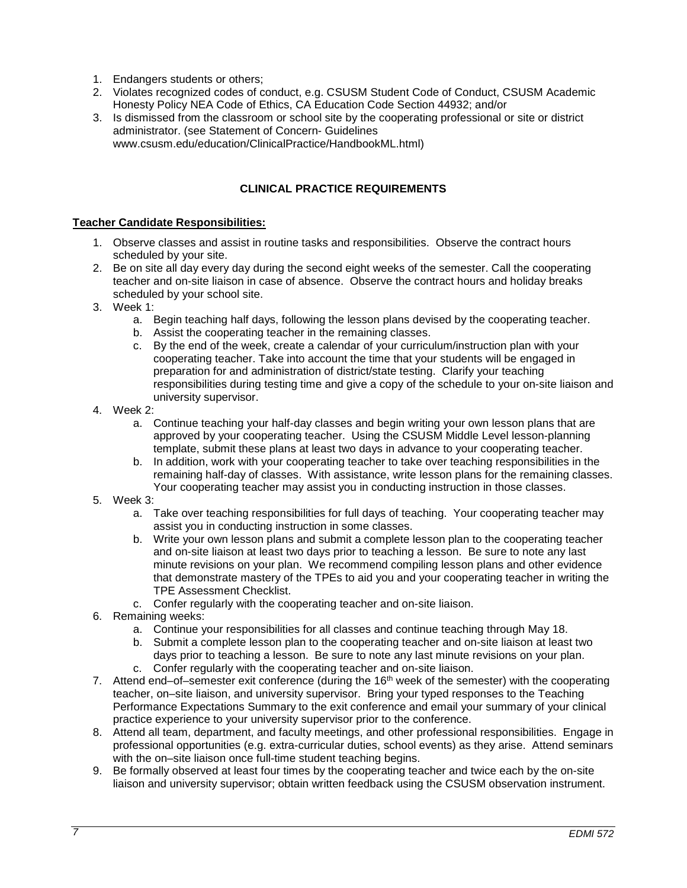1. Endangers students or others;
2. Violates recognized codes of conduct, e.g. CSUSM Student Code of Conduct, CSUSM Academic Honesty Policy NEA Code of Ethics, CA Education Code Section 44932; and/or
3. Is dismissed from the classroom or school site by the cooperating professional or site or district administrator. (see Statement of Concern- Guidelines www.csusm.edu/education/ClinicalPractice/HandbookML.html)

## CLINICAL PRACTICE REQUIREMENTS

**Teacher Candidate Responsibilities:**

1. Observe classes and assist in routine tasks and responsibilities. Observe the contract hours scheduled by your site.
2. Be on site all day every day during the second eight weeks of the semester. Call the cooperating teacher and on-site liaison in case of absence. Observe the contract hours and holiday breaks scheduled by your school site.
3. Week 1:
   a. Begin teaching half days, following the lesson plans devised by the cooperating teacher.
   b. Assist the cooperating teacher in the remaining classes.
   c. By the end of the week, create a calendar of your curriculum/instruction plan with your cooperating teacher. Take into account the time that your students will be engaged in preparation for and administration of district/state testing. Clarify your teaching responsibilities during testing time and give a copy of the schedule to your on-site liaison and university supervisor.
4. Week 2:
   a. Continue teaching your half-day classes and begin writing your own lesson plans that are approved by your cooperating teacher. Using the CSUSM Middle Level lesson-planning template, submit these plans at least two days in advance to your cooperating teacher.
   b. In addition, work with your cooperating teacher to take over teaching responsibilities in the remaining half-day of classes. With assistance, write lesson plans for the remaining classes. Your cooperating teacher may assist you in conducting instruction in those classes.
5. Week 3:
   a. Take over teaching responsibilities for full days of teaching. Your cooperating teacher may assist you in conducting instruction in some classes.
   b. Write your own lesson plans and submit a complete lesson plan to the cooperating teacher and on-site liaison at least two days prior to teaching a lesson. Be sure to note any last minute revisions on your plan. We recommend compiling lesson plans and other evidence that demonstrate mastery of the TPEs to aid you and your cooperating teacher in writing the TPE Assessment Checklist.
   c. Confer regularly with the cooperating teacher and on-site liaison.
6. Remaining weeks:
   a. Continue your responsibilities for all classes and continue teaching through May 18.
   b. Submit a complete lesson plan to the cooperating teacher and on-site liaison at least two days prior to teaching a lesson. Be sure to note any last minute revisions on your plan.
   c. Confer regularly with the cooperating teacher and on-site liaison.
7. Attend end–of–semester exit conference (during the 16th week of the semester) with the cooperating teacher, on–site liaison, and university supervisor. Bring your typed responses to the Teaching Performance Expectations Summary to the exit conference and email your summary of your clinical practice experience to your university supervisor prior to the conference.
8. Attend all team, department, and faculty meetings, and other professional responsibilities. Engage in professional opportunities (e.g. extra-curricular duties, school events) as they arise. Attend seminars with the on–site liaison once full-time student teaching begins.
9. Be formally observed at least four times by the cooperating teacher and twice each by the on-site liaison and university supervisor; obtain written feedback using the CSUSM observation instrument.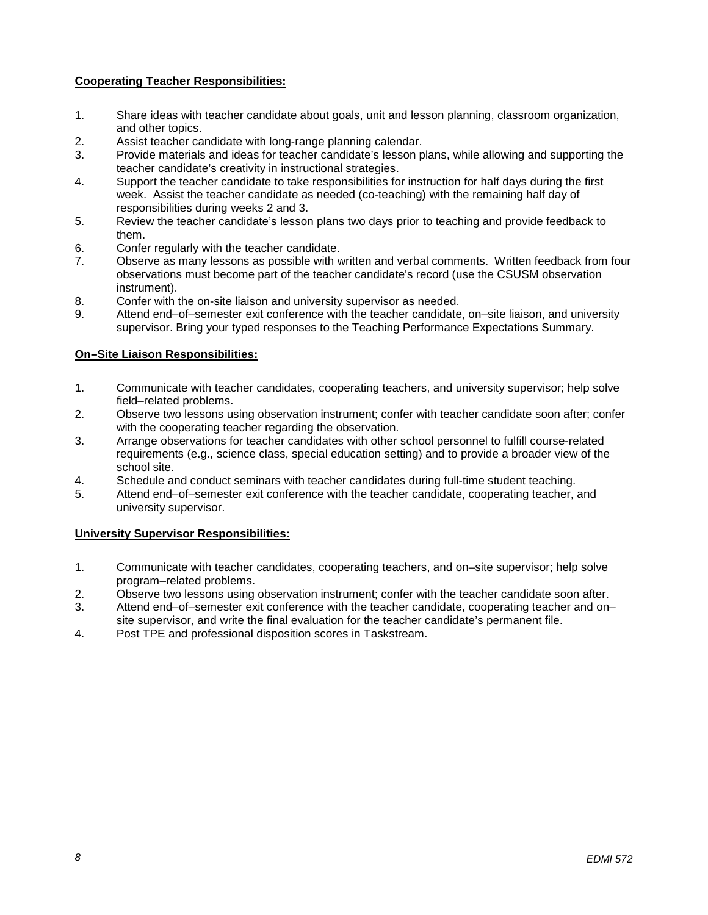**Cooperating Teacher Responsibilities:**

1. Share ideas with teacher candidate about goals, unit and lesson planning, classroom organization, and other topics.
2. Assist teacher candidate with long-range planning calendar.
3. Provide materials and ideas for teacher candidate's lesson plans, while allowing and supporting the teacher candidate's creativity in instructional strategies.
4. Support the teacher candidate to take responsibilities for instruction for half days during the first week. Assist the teacher candidate as needed (co-teaching) with the remaining half day of responsibilities during weeks 2 and 3.
5. Review the teacher candidate's lesson plans two days prior to teaching and provide feedback to them.
6. Confer regularly with the teacher candidate.
7. Observe as many lessons as possible with written and verbal comments. Written feedback from four observations must become part of the teacher candidate's record (use the CSUSM observation instrument).
8. Confer with the on-site liaison and university supervisor as needed.
9. Attend end–of–semester exit conference with the teacher candidate, on–site liaison, and university supervisor. Bring your typed responses to the Teaching Performance Expectations Summary.

**On–Site Liaison Responsibilities:**

1. Communicate with teacher candidates, cooperating teachers, and university supervisor; help solve field–related problems.
2. Observe two lessons using observation instrument; confer with teacher candidate soon after; confer with the cooperating teacher regarding the observation.
3. Arrange observations for teacher candidates with other school personnel to fulfill course-related requirements (e.g., science class, special education setting) and to provide a broader view of the school site.
4. Schedule and conduct seminars with teacher candidates during full-time student teaching.
5. Attend end–of–semester exit conference with the teacher candidate, cooperating teacher, and university supervisor.

**University Supervisor Responsibilities:**

1. Communicate with teacher candidates, cooperating teachers, and on–site supervisor; help solve program–related problems.
2. Observe two lessons using observation instrument; confer with the teacher candidate soon after.
3. Attend end–of–semester exit conference with the teacher candidate, cooperating teacher and on–site supervisor, and write the final evaluation for the teacher candidate's permanent file.
4. Post TPE and professional disposition scores in Taskstream.